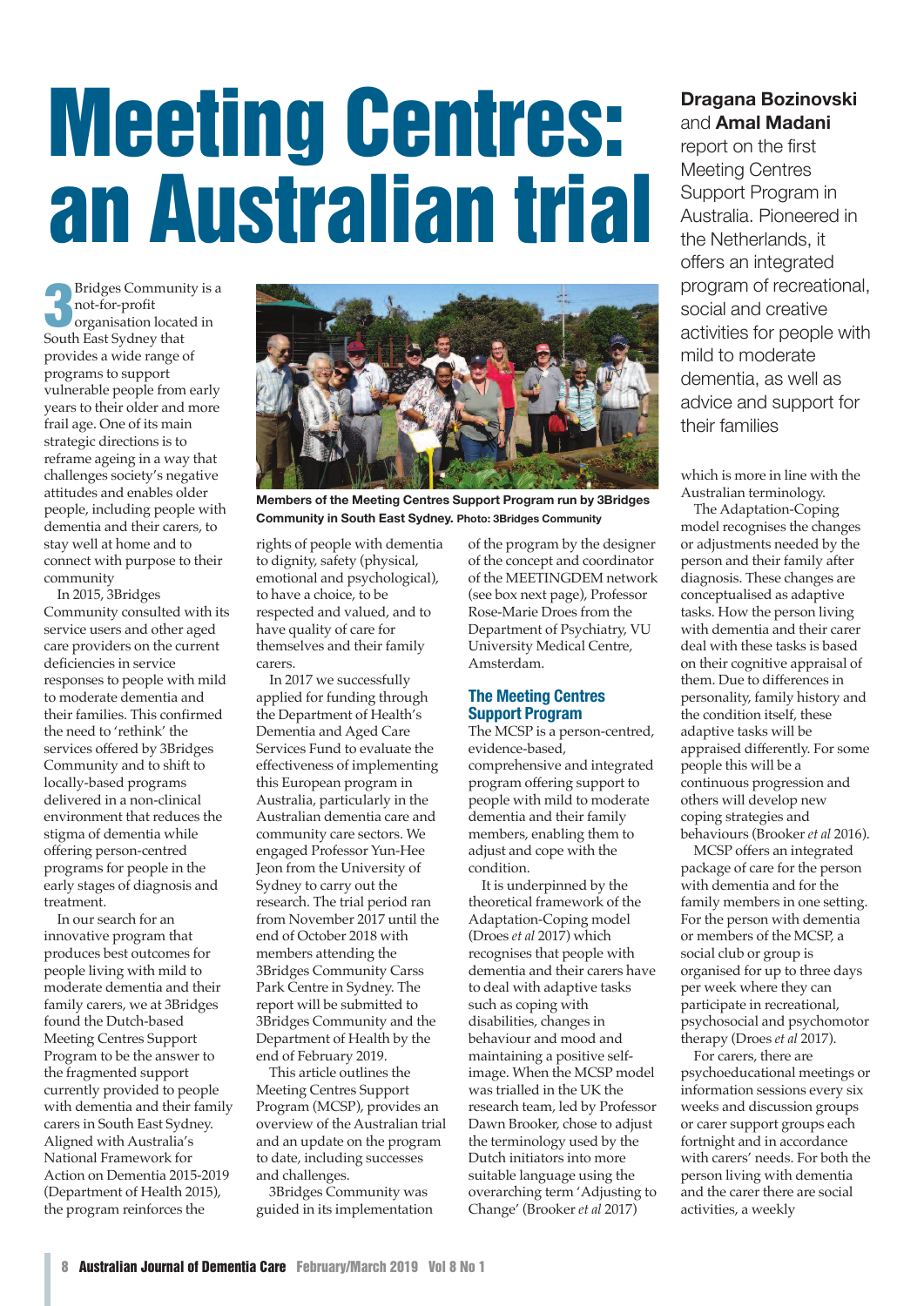# Meeting Centres: an Australian trial

**Dragana Bozinovski** and **Amal Madani** report on the first Meeting Centres Support Program in Australia. Pioneered in the Netherlands, it offers an integrated program of recreational, social and creative activities for people with mild to moderate dementia, as well as advice and support for their families

3Bridges Community is a not-for-profit organisation located in South East Sydney that provides a wide range of programs to support vulnerable people from early years to their older and more frail age. One of its main strategic directions is to reframe ageing in a way that challenges society's negative attitudes and enables older people, including people with dementia and their carers, to stay well at home and to connect with purpose to their community.

In 2015, 3Bridges Community consulted with its service users and other aged care providers on the current deficiencies in service responses to people with mild to moderate dementia and their families. This confirmed the need to 'rethink' the services offered by 3Bridges Community and to shift to locally-based programs delivered in a non-clinical environment that reduces the stigma of dementia while offering person-centred programs for people in the early stages of diagnosis and treatment.

In our search for an innovative program that produces best outcomes for people living with mild to moderate dementia and their family carers, we at 3Bridges found the Dutch-based Meeting Centres Support Program to be the answer to the fragmented support currently provided to people with dementia and their family carers in South East Sydney. Aligned with Australia's National Framework for Action on Dementia 2015-2019 (Department of Health 2015), the program reinforces the rights of people with dementia to dignity, safety (physical, emotional and psychological), to have a choice, to be respected and valued, and to have quality of care for themselves and their family carers.

Members of the Meeting Centres Support Program run by 3Bridges Community in South East Sydney. Photo: 3Bridges Community

In 2017 we successfully applied for funding through the Department of Health's Dementia and Aged Care Services Fund to evaluate the effectiveness of implementing this European program in Australia, particularly in the Australian dementia care and community care sectors. We engaged Professor Yun-Hee Jeon from the University of Sydney to carry out the research. The trial period ran from November 2017 until the end of October 2018 with members attending the 3Bridges Community Carss Park Centre in Sydney. The report will be submitted to 3Bridges Community and the Department of Health by the end of February 2019.

This article outlines the Meeting Centres Support Program (MCSP), provides an overview of the Australian trial and an update on the program to date, including successes and challenges.

3Bridges Community was guided in its implementation of the program by the designer of the concept and coordinator of the MEETINGDEM network (see box next page), Professor Rose-Marie Droes from the Department of Psychiatry, VU University Medical Centre, Amsterdam.

## The Meeting Centres Support Program

The MCSP is a person-centred, evidence-based, comprehensive and integrated program offering support to people with mild to moderate dementia and their family members, enabling them to adjust and cope with the condition.

It is underpinned by the theoretical framework of the Adaptation-Coping model (Droes *et al* 2017) which recognises that people with dementia and their carers have to deal with adaptive tasks such as coping with disabilities, changes in behaviour and mood and maintaining a positive self-image. When the MCSP model was trialled in the UK the research team, led by Professor Dawn Brooker, chose to adjust the terminology used by the Dutch initiators into more suitable language using the overarching term 'Adjusting to Change' (Brooker *et al* 2017) which is more in line with the Australian terminology.

The Adaptation-Coping model recognises the changes or adjustments needed by the person and their family after diagnosis. These changes are conceptualised as adaptive tasks. How the person living with dementia and their carer deal with these tasks is based on their cognitive appraisal of them. Due to differences in personality, family history and the condition itself, these adaptive tasks will be appraised differently. For some people this will be a continuous progression and others will develop new coping strategies and behaviours (Brooker *et al* 2016).

MCSP offers an integrated package of care for the person with dementia and for the family members in one setting. For the person with dementia or members of the MCSP, a social club or group is organised for up to three days per week where they can participate in recreational, psychosocial and psychomotor therapy (Droes *et al* 2017).

For carers, there are psychoeducational meetings or information sessions every six weeks and discussion groups or carer support groups each fortnight and in accordance with carers' needs. For both the person living with dementia and the carer there are social activities, a weekly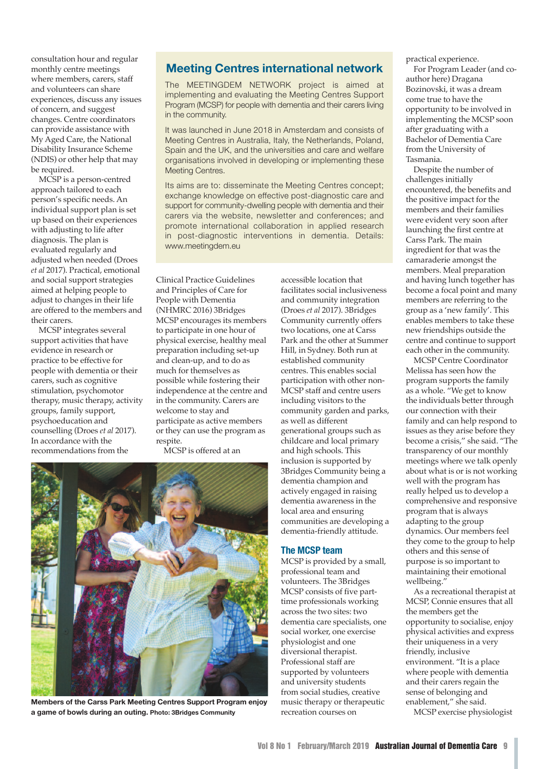consultation hour and regular monthly centre meetings where members, carers, staff and volunteers can share experiences, discuss any issues of concern, and suggest changes. Centre coordinators can provide assistance with My Aged Care, the National Disability Insurance Scheme (NDIS) or other help that may be required.

MCSP is a person-centred approach tailored to each person's specific needs. An individual support plan is set up based on their experiences with adjusting to life after diagnosis. The plan is evaluated regularly and adjusted when needed (Droes *et al* 2017). Practical, emotional and social support strategies aimed at helping people to adjust to changes in their life are offered to the members and their carers.

MCSP integrates several support activities that have evidence in research or practice to be effective for people with dementia or their carers, such as cognitive stimulation, psychomotor therapy, music therapy, activity groups, family support, psychoeducation and counselling (Droes *et al* 2017). In accordance with the recommendations from the Clinical Practice Guidelines and Principles of Care for People with Dementia (NHMRC 2016) 3Bridges MCSP encourages its members to participate in one hour of physical exercise, healthy meal preparation including set-up and clean-up, and to do as much for themselves as possible while fostering their independence at the centre and in the community. Carers are welcome to stay and participate as active members or they can use the program as respite.

MCSP is offered at an accessible location that facilitates social inclusiveness and community integration (Droes *et al* 2017). 3Bridges Community currently offers two locations, one at Carss Park and the other at Summer Hill, in Sydney. Both run at established community centres. This enables social participation with other non-MCSP staff and centre users including visitors to the community garden and parks, as well as different generational groups such as childcare and local primary and high schools. This inclusion is supported by 3Bridges Community being a dementia champion and actively engaged in raising dementia awareness in the local area and ensuring communities are developing a dementia-friendly attitude.

## Meeting Centres international network

The MEETINGDEM NETWORK project is aimed at implementing and evaluating the Meeting Centres Support Program (MCSP) for people with dementia and their carers living in the community.

It was launched in June 2018 in Amsterdam and consists of Meeting Centres in Australia, Italy, the Netherlands, Poland, Spain and the UK, and the universities and care and welfare organisations involved in developing or implementing these Meeting Centres.

Its aims are to: disseminate the Meeting Centres concept; exchange knowledge on effective post-diagnostic care and support for community-dwelling people with dementia and their carers via the website, newsletter and conferences; and promote international collaboration in applied research in post-diagnostic interventions in dementia. Details: www.meetingdem.eu

**Members of the Carss Park Meeting Centres Support Program enjoy a game of bowls during an outing. Photo: 3Bridges Community**

### The MCSP team

MCSP is provided by a small, professional team and volunteers. The 3Bridges MCSP consists of five part-time professionals working across the two sites: two dementia care specialists, one social worker, one exercise physiologist and one diversional therapist. Professional staff are supported by volunteers and university students from social studies, creative music therapy or therapeutic recreation courses on practical experience.

For Program Leader (and co-author here) Dragana Bozinovski, it was a dream come true to have the opportunity to be involved in implementing the MCSP soon after graduating with a Bachelor of Dementia Care from the University of Tasmania.

Despite the number of challenges initially encountered, the benefits and the positive impact for the members and their families were evident very soon after launching the first centre at Carss Park. The main ingredient for that was the camaraderie amongst the members. Meal preparation and having lunch together has become a focal point and many members are referring to the group as a 'new family'. This enables members to take these new friendships outside the centre and continue to support each other in the community.

MCSP Centre Coordinator Melissa has seen how the program supports the family as a whole. "We get to know the individuals better through our connection with their family and can help respond to issues as they arise before they become a crisis," she said. "The transparency of our monthly meetings where we talk openly about what is or is not working well with the program has really helped us to develop a comprehensive and responsive program that is always adapting to the group dynamics. Our members feel they come to the group to help others and this sense of purpose is so important to maintaining their emotional wellbeing."

As a recreational therapist at MCSP, Connie ensures that all the members get the opportunity to socialise, enjoy physical activities and express their uniqueness in a very friendly, inclusive environment. "It is a place where people with dementia and their carers regain the sense of belonging and enablement," she said.

MCSP exercise physiologist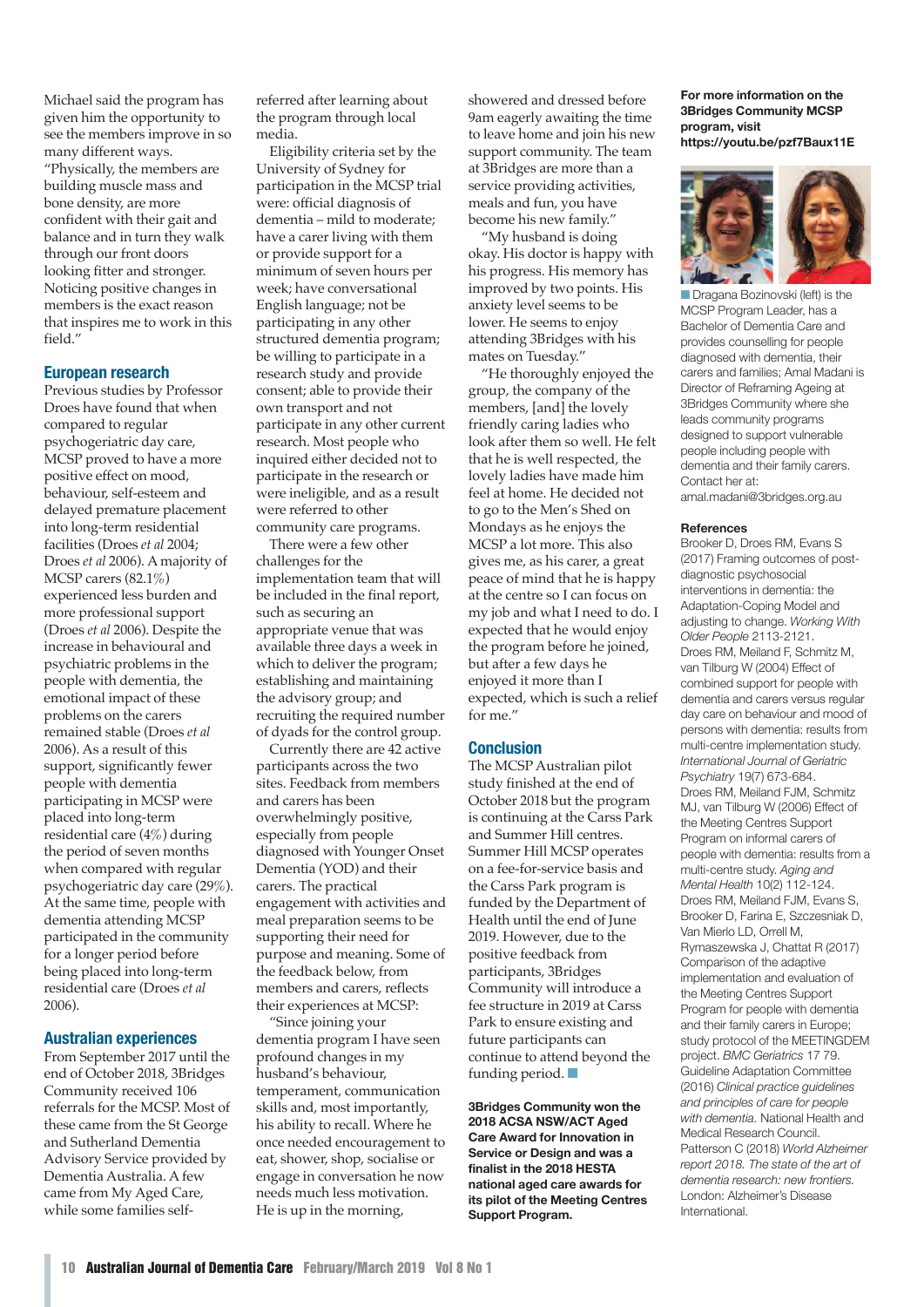Michael said the program has given him the opportunity to see the members improve in so many different ways. "Physically, the members are building muscle mass and bone density, are more confident with their gait and balance and in turn they walk through our front doors looking fitter and stronger. Noticing positive changes in members is the exact reason that inspires me to work in this field."

## European research

Previous studies by Professor Droes have found that when compared to regular psychogeriatric day care, MCSP proved to have a more positive effect on mood, behaviour, self-esteem and delayed premature placement into long-term residential facilities (Droes *et al* 2004; Droes *et al* 2006). A majority of MCSP carers (82.1%) experienced less burden and more professional support (Droes *et al* 2006). Despite the increase in behavioural and psychiatric problems in the people with dementia, the emotional impact of these problems on the carers remained stable (Droes *et al* 2006). As a result of this support, significantly fewer people with dementia participating in MCSP were placed into long-term residential care (4%) during the period of seven months when compared with regular psychogeriatric day care (29%). At the same time, people with dementia attending MCSP participated in the community for a longer period before being placed into long-term residential care (Droes *et al* 2006).

## Australian experiences

From September 2017 until the end of October 2018, 3Bridges Community received 106 referrals for the MCSP. Most of these came from the St George and Sutherland Dementia Advisory Service provided by Dementia Australia. A few came from My Aged Care, while some families self-referred after learning about the program through local media.

Eligibility criteria set by the University of Sydney for participation in the MCSP trial were: official diagnosis of dementia – mild to moderate; have a carer living with them or provide support for a minimum of seven hours per week; have conversational English language; not be participating in any other structured dementia program; be willing to participate in a research study and provide consent; able to provide their own transport and not participate in any other current research. Most people who inquired either decided not to participate in the research or were ineligible, and as a result were referred to other community care programs.

There were a few other challenges for the implementation team that will be included in the final report, such as securing an appropriate venue that was available three days a week in which to deliver the program; establishing and maintaining the advisory group; and recruiting the required number of dyads for the control group.

Currently there are 42 active participants across the two sites. Feedback from members and carers has been overwhelmingly positive, especially from people diagnosed with Younger Onset Dementia (YOD) and their carers. The practical engagement with activities and meal preparation seems to be supporting their need for purpose and meaning. Some of the feedback below, from members and carers, reflects their experiences at MCSP:

"Since joining your dementia program I have seen profound changes in my husband's behaviour, temperament, communication skills and, most importantly, his ability to recall. Where he once needed encouragement to eat, shower, shop, socialise or engage in conversation he now needs much less motivation. He is up in the morning, showered and dressed before 9am eagerly awaiting the time to leave home and join his new support community. The team at 3Bridges are more than a service providing activities, meals and fun, you have become his new family."

"My husband is doing okay. His doctor is happy with his progress. His memory has improved by two points. His anxiety level seems to be lower. He seems to enjoy attending 3Bridges with his mates on Tuesday."

"He thoroughly enjoyed the group, the company of the members, [and] the lovely friendly caring ladies who look after them so well. He felt that he is well respected, the lovely ladies have made him feel at home. He decided not to go to the Men's Shed on Mondays as he enjoys the MCSP a lot more. This also gives me, as his carer, a great peace of mind that he is happy at the centre so I can focus on my job and what I need to do. I expected that he would enjoy the program before he joined, but after a few days he enjoyed it more than I expected, which is such a relief for me."

## Conclusion

The MCSP Australian pilot study finished at the end of October 2018 but the program is continuing at the Carss Park and Summer Hill centres. Summer Hill MCSP operates on a fee-for-service basis and the Carss Park program is funded by the Department of Health until the end of June 2019. However, due to the positive feedback from participants, 3Bridges Community will introduce a fee structure in 2019 at Carss Park to ensure existing and future participants can continue to attend beyond the funding period.

**3Bridges Community won the 2018 ACSA NSW/ACT Aged Care Award for Innovation in Service or Design and was a finalist in the 2018 HESTA national aged care awards for its pilot of the Meeting Centres Support Program.**

**For more information on the 3Bridges Community MCSP program, visit https://youtu.be/pzf7Baux11E**

Dragana Bozinovski (left) is the MCSP Program Leader, has a Bachelor of Dementia Care and provides counselling for people diagnosed with dementia, their carers and families; Amal Madani is Director of Reframing Ageing at 3Bridges Community where she leads community programs designed to support vulnerable people including people with dementia and their family carers. Contact her at: amal.madani@3bridges.org.au

### References

Brooker D, Droes RM, Evans S (2017) Framing outcomes of post-diagnostic psychosocial interventions in dementia: the Adaptation-Coping Model and adjusting to change. *Working With Older People* 2113-2121.

Droes RM, Meiland F, Schmitz M, van Tilburg W (2004) Effect of combined support for people with dementia and carers versus regular day care on behaviour and mood of persons with dementia: results from multi-centre implementation study. *International Journal of Geriatric Psychiatry* 19(7) 673-684.

Droes RM, Meiland FJM, Schmitz MJ, van Tilburg W (2006) Effect of the Meeting Centres Support Program on informal carers of people with dementia: results from a multi-centre study. *Aging and Mental Health* 10(2) 112-124.

Droes RM, Meiland FJM, Evans S, Brooker D, Farina E, Szczesniak D, Van Mierlo LD, Orrell M, Rymaszewska J, Chattat R (2017) Comparison of the adaptive implementation and evaluation of the Meeting Centres Support Program for people with dementia and their family carers in Europe; study protocol of the MEETINGDEM project. *BMC Geriatrics* 17 79.

Guideline Adaptation Committee (2016) *Clinical practice guidelines and principles of care for people with dementia.* National Health and Medical Research Council.

Patterson C (2018) *World Alzheimer report 2018. The state of the art of dementia research: new frontiers.* London: Alzheimer's Disease International.